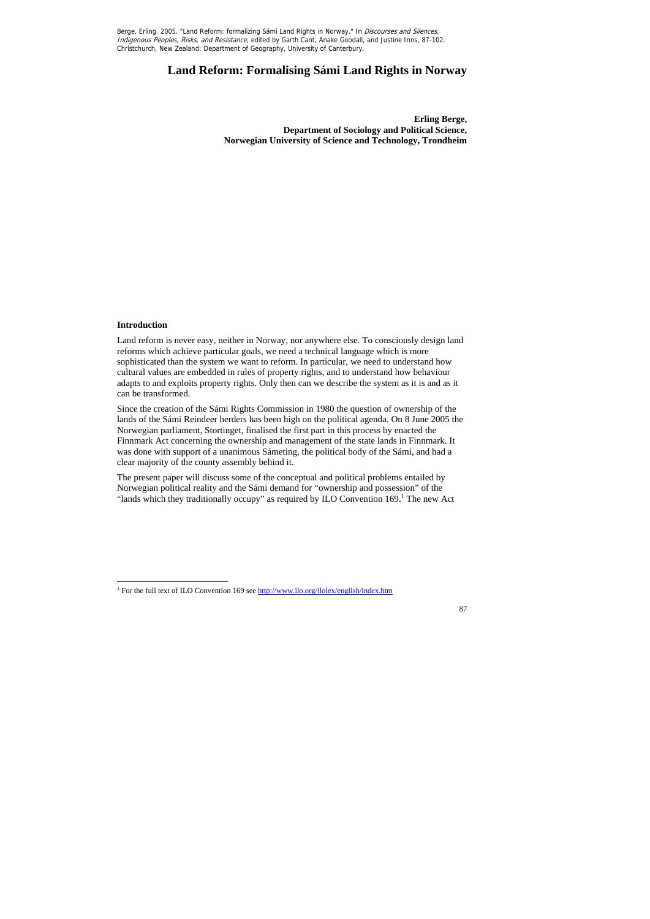Berge, Erling. 2005. "Land Reform: formalizing Sámi Land Rights in Norway." In *Discourses and Silences. Indigenous Peoples, Risks, and Resistance*, edited by Garth Cant, Anake Goodall, and Justine Inns, 87-102. Christchurch, New Zealand: Department of Geography, University of Canterbury.

# Land Reform: Formalising Sámi Land Rights in Norway

**Erling Berge,**
**Department of Sociology and Political Science,**
**Norwegian University of Science and Technology, Trondheim**

### Introduction

Land reform is never easy, neither in Norway, nor anywhere else. To consciously design land reforms which achieve particular goals, we need a technical language which is more sophisticated than the system we want to reform. In particular, we need to understand how cultural values are embedded in rules of property rights, and to understand how behaviour adapts to and exploits property rights. Only then can we describe the system as it is and as it can be transformed.

Since the creation of the Sámi Rights Commission in 1980 the question of ownership of the lands of the Sámi Reindeer herders has been high on the political agenda. On 8 June 2005 the Norwegian parliament, Stortinget, finalised the first part in this process by enacted the Finnmark Act concerning the ownership and management of the state lands in Finnmark. It was done with support of a unanimous Sámeting, the political body of the Sámi, and had a clear majority of the county assembly behind it.

The present paper will discuss some of the conceptual and political problems entailed by Norwegian political reality and the Sámi demand for "ownership and possession" of the "lands which they traditionally occupy" as required by ILO Convention 169.[1] The new Act

[1] For the full text of ILO Convention 169 see http://www.ilo.org/ilolex/english/index.htm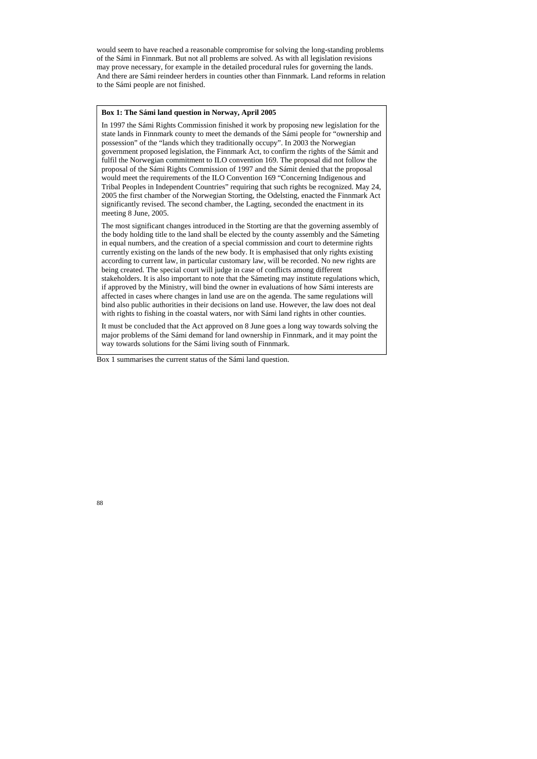would seem to have reached a reasonable compromise for solving the long-standing problems of the Sámi in Finnmark. But not all problems are solved. As with all legislation revisions may prove necessary, for example in the detailed procedural rules for governing the lands. And there are Sámi reindeer herders in counties other than Finnmark. Land reforms in relation to the Sámi people are not finished.

> **Box 1: The Sámi land question in Norway, April 2005**
>
> In 1997 the Sámi Rights Commission finished it work by proposing new legislation for the state lands in Finnmark county to meet the demands of the Sámi people for "ownership and possession" of the "lands which they traditionally occupy". In 2003 the Norwegian government proposed legislation, the Finnmark Act, to confirm the rights of the Sámit and fulfil the Norwegian commitment to ILO convention 169. The proposal did not follow the proposal of the Sámi Rights Commission of 1997 and the Sámit denied that the proposal would meet the requirements of the ILO Convention 169 "Concerning Indigenous and Tribal Peoples in Independent Countries" requiring that such rights be recognized. May 24, 2005 the first chamber of the Norwegian Storting, the Odelsting, enacted the Finnmark Act significantly revised. The second chamber, the Lagting, seconded the enactment in its meeting 8 June, 2005.
>
> The most significant changes introduced in the Storting are that the governing assembly of the body holding title to the land shall be elected by the county assembly and the Sámeting in equal numbers, and the creation of a special commission and court to determine rights currently existing on the lands of the new body. It is emphasised that only rights existing according to current law, in particular customary law, will be recorded. No new rights are being created. The special court will judge in case of conflicts among different stakeholders. It is also important to note that the Sámeting may institute regulations which, if approved by the Ministry, will bind the owner in evaluations of how Sámi interests are affected in cases where changes in land use are on the agenda. The same regulations will bind also public authorities in their decisions on land use. However, the law does not deal with rights to fishing in the coastal waters, nor with Sámi land rights in other counties.
>
> It must be concluded that the Act approved on 8 June goes a long way towards solving the major problems of the Sámi demand for land ownership in Finnmark, and it may point the way towards solutions for the Sámi living south of Finnmark.

Box 1 summarises the current status of the Sámi land question.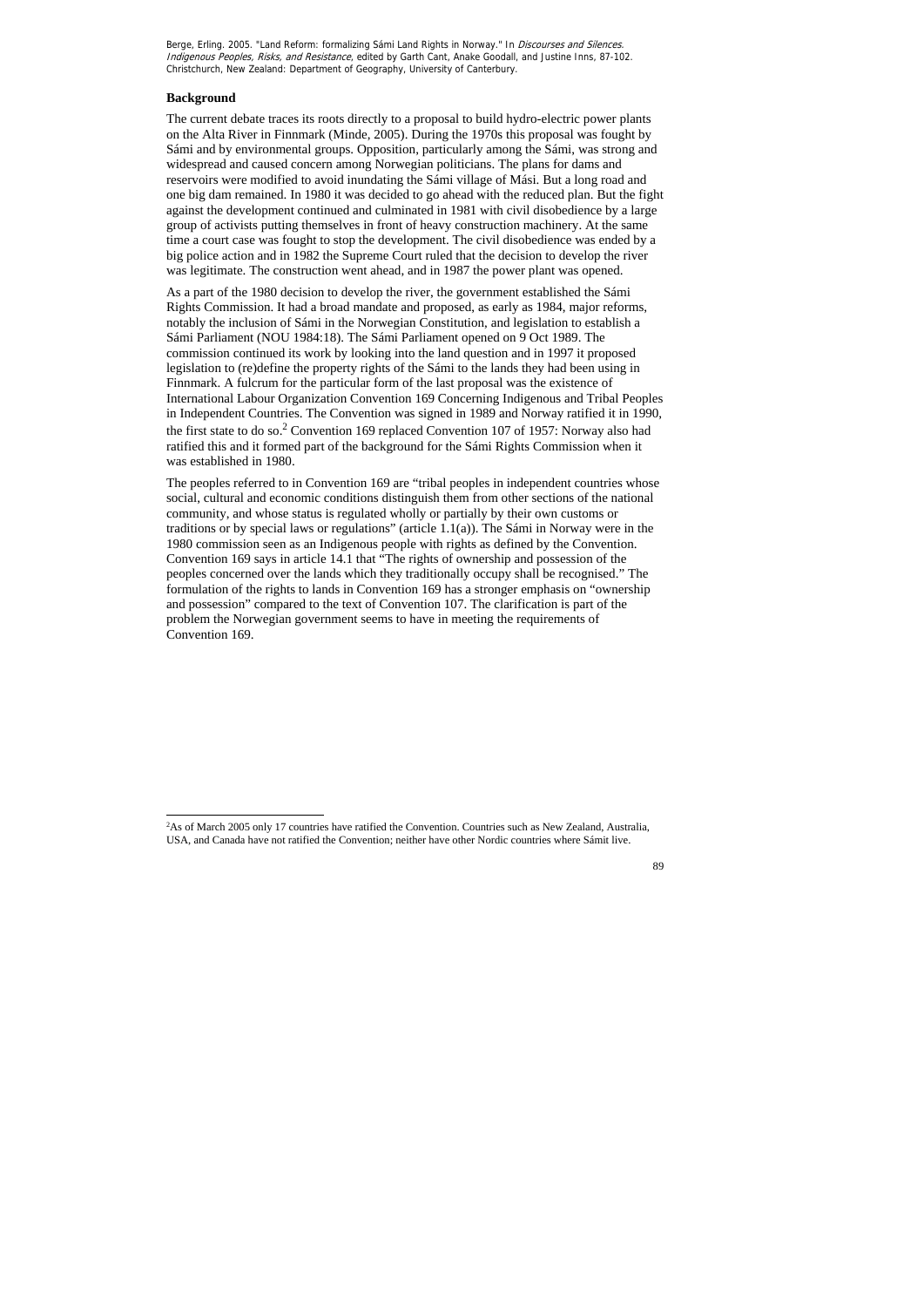## Background

The current debate traces its roots directly to a proposal to build hydro-electric power plants on the Alta River in Finnmark (Minde, 2005). During the 1970s this proposal was fought by Sámi and by environmental groups. Opposition, particularly among the Sámi, was strong and widespread and caused concern among Norwegian politicians. The plans for dams and reservoirs were modified to avoid inundating the Sámi village of Mási. But a long road and one big dam remained. In 1980 it was decided to go ahead with the reduced plan. But the fight against the development continued and culminated in 1981 with civil disobedience by a large group of activists putting themselves in front of heavy construction machinery. At the same time a court case was fought to stop the development. The civil disobedience was ended by a big police action and in 1982 the Supreme Court ruled that the decision to develop the river was legitimate. The construction went ahead, and in 1987 the power plant was opened.

As a part of the 1980 decision to develop the river, the government established the Sámi Rights Commission. It had a broad mandate and proposed, as early as 1984, major reforms, notably the inclusion of Sámi in the Norwegian Constitution, and legislation to establish a Sámi Parliament (NOU 1984:18). The Sámi Parliament opened on 9 Oct 1989. The commission continued its work by looking into the land question and in 1997 it proposed legislation to (re)define the property rights of the Sámi to the lands they had been using in Finnmark. A fulcrum for the particular form of the last proposal was the existence of International Labour Organization Convention 169 Concerning Indigenous and Tribal Peoples in Independent Countries. The Convention was signed in 1989 and Norway ratified it in 1990, the first state to do so.[2] Convention 169 replaced Convention 107 of 1957: Norway also had ratified this and it formed part of the background for the Sámi Rights Commission when it was established in 1980.

The peoples referred to in Convention 169 are "tribal peoples in independent countries whose social, cultural and economic conditions distinguish them from other sections of the national community, and whose status is regulated wholly or partially by their own customs or traditions or by special laws or regulations" (article 1.1(a)). The Sámi in Norway were in the 1980 commission seen as an Indigenous people with rights as defined by the Convention. Convention 169 says in article 14.1 that "The rights of ownership and possession of the peoples concerned over the lands which they traditionally occupy shall be recognised." The formulation of the rights to lands in Convention 169 has a stronger emphasis on "ownership and possession" compared to the text of Convention 107. The clarification is part of the problem the Norwegian government seems to have in meeting the requirements of Convention 169.

---

[2] As of March 2005 only 17 countries have ratified the Convention. Countries such as New Zealand, Australia, USA, and Canada have not ratified the Convention; neither have other Nordic countries where Sámit live.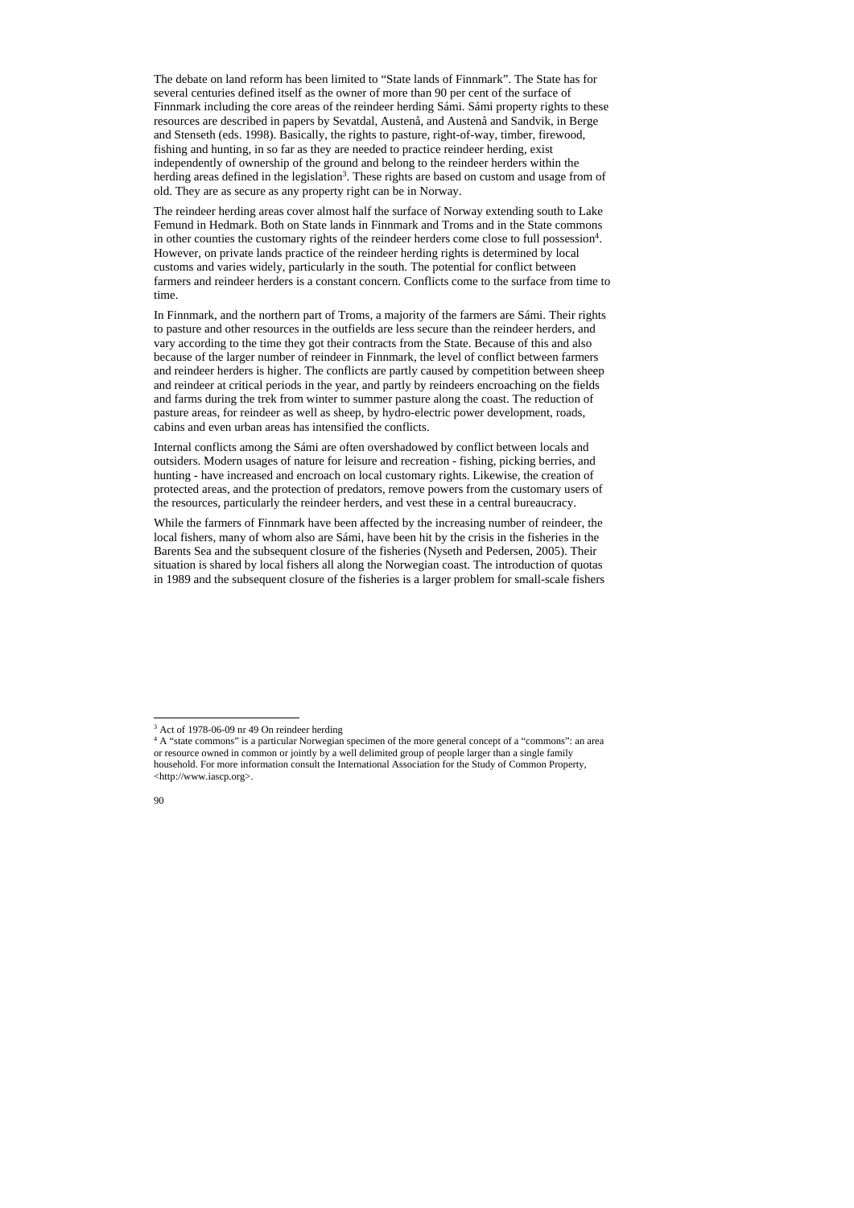The debate on land reform has been limited to "State lands of Finnmark". The State has for several centuries defined itself as the owner of more than 90 per cent of the surface of Finnmark including the core areas of the reindeer herding Sámi. Sámi property rights to these resources are described in papers by Sevatdal, Austenå, and Austenå and Sandvik, in Berge and Stenseth (eds. 1998). Basically, the rights to pasture, right-of-way, timber, firewood, fishing and hunting, in so far as they are needed to practice reindeer herding, exist independently of ownership of the ground and belong to the reindeer herders within the herding areas defined in the legislation[3]. These rights are based on custom and usage from of old. They are as secure as any property right can be in Norway.

The reindeer herding areas cover almost half the surface of Norway extending south to Lake Femund in Hedmark. Both on State lands in Finnmark and Troms and in the State commons in other counties the customary rights of the reindeer herders come close to full possession[4]. However, on private lands practice of the reindeer herding rights is determined by local customs and varies widely, particularly in the south. The potential for conflict between farmers and reindeer herders is a constant concern. Conflicts come to the surface from time to time.

In Finnmark, and the northern part of Troms, a majority of the farmers are Sámi. Their rights to pasture and other resources in the outfields are less secure than the reindeer herders, and vary according to the time they got their contracts from the State. Because of this and also because of the larger number of reindeer in Finnmark, the level of conflict between farmers and reindeer herders is higher. The conflicts are partly caused by competition between sheep and reindeer at critical periods in the year, and partly by reindeers encroaching on the fields and farms during the trek from winter to summer pasture along the coast. The reduction of pasture areas, for reindeer as well as sheep, by hydro-electric power development, roads, cabins and even urban areas has intensified the conflicts.

Internal conflicts among the Sámi are often overshadowed by conflict between locals and outsiders. Modern usages of nature for leisure and recreation - fishing, picking berries, and hunting - have increased and encroach on local customary rights. Likewise, the creation of protected areas, and the protection of predators, remove powers from the customary users of the resources, particularly the reindeer herders, and vest these in a central bureaucracy.

While the farmers of Finnmark have been affected by the increasing number of reindeer, the local fishers, many of whom also are Sámi, have been hit by the crisis in the fisheries in the Barents Sea and the subsequent closure of the fisheries (Nyseth and Pedersen, 2005). Their situation is shared by local fishers all along the Norwegian coast. The introduction of quotas in 1989 and the subsequent closure of the fisheries is a larger problem for small-scale fishers

---

[3] Act of 1978-06-09 nr 49 On reindeer herding

[4] A "state commons" is a particular Norwegian specimen of the more general concept of a "commons": an area or resource owned in common or jointly by a well delimited group of people larger than a single family household. For more information consult the International Association for the Study of Common Property, <http://www.iascp.org>.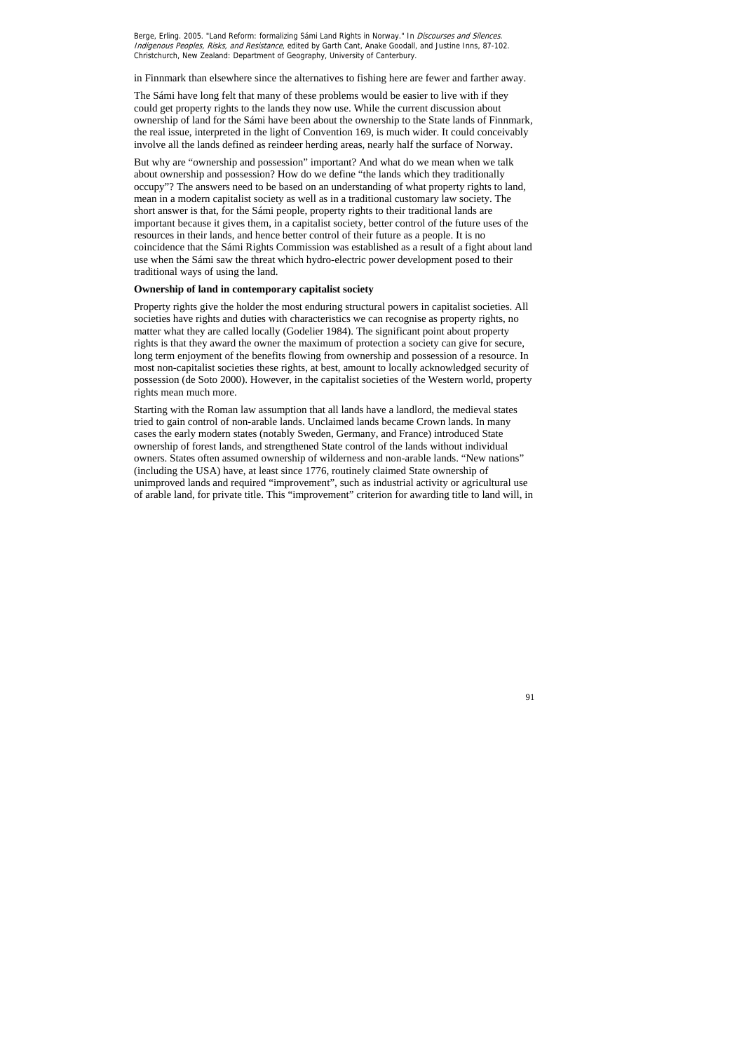in Finnmark than elsewhere since the alternatives to fishing here are fewer and farther away.

The Sámi have long felt that many of these problems would be easier to live with if they could get property rights to the lands they now use. While the current discussion about ownership of land for the Sámi have been about the ownership to the State lands of Finnmark, the real issue, interpreted in the light of Convention 169, is much wider. It could conceivably involve all the lands defined as reindeer herding areas, nearly half the surface of Norway.

But why are "ownership and possession" important? And what do we mean when we talk about ownership and possession? How do we define "the lands which they traditionally occupy"? The answers need to be based on an understanding of what property rights to land, mean in a modern capitalist society as well as in a traditional customary law society. The short answer is that, for the Sámi people, property rights to their traditional lands are important because it gives them, in a capitalist society, better control of the future uses of the resources in their lands, and hence better control of their future as a people. It is no coincidence that the Sámi Rights Commission was established as a result of a fight about land use when the Sámi saw the threat which hydro-electric power development posed to their traditional ways of using the land.

**Ownership of land in contemporary capitalist society**

Property rights give the holder the most enduring structural powers in capitalist societies. All societies have rights and duties with characteristics we can recognise as property rights, no matter what they are called locally (Godelier 1984). The significant point about property rights is that they award the owner the maximum of protection a society can give for secure, long term enjoyment of the benefits flowing from ownership and possession of a resource. In most non-capitalist societies these rights, at best, amount to locally acknowledged security of possession (de Soto 2000). However, in the capitalist societies of the Western world, property rights mean much more.

Starting with the Roman law assumption that all lands have a landlord, the medieval states tried to gain control of non-arable lands. Unclaimed lands became Crown lands. In many cases the early modern states (notably Sweden, Germany, and France) introduced State ownership of forest lands, and strengthened State control of the lands without individual owners. States often assumed ownership of wilderness and non-arable lands. "New nations" (including the USA) have, at least since 1776, routinely claimed State ownership of unimproved lands and required "improvement", such as industrial activity or agricultural use of arable land, for private title. This "improvement" criterion for awarding title to land will, in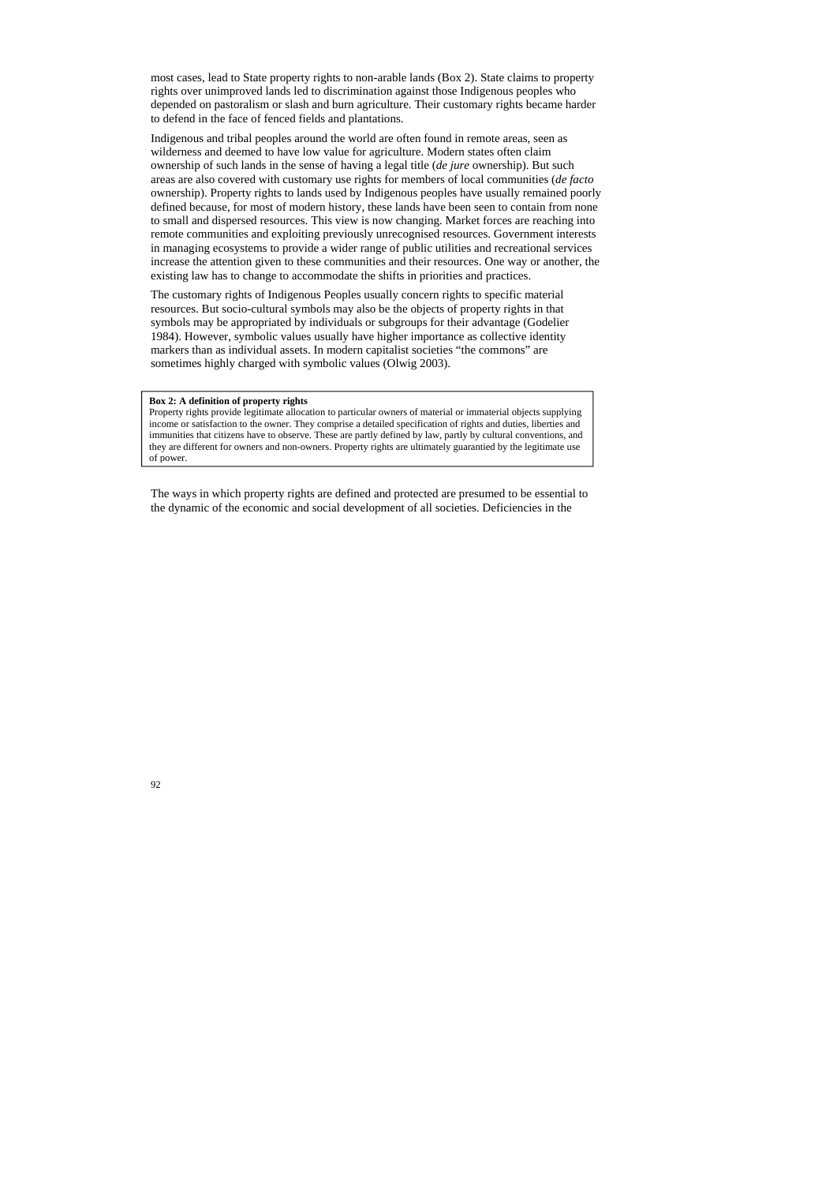most cases, lead to State property rights to non-arable lands (Box 2). State claims to property rights over unimproved lands led to discrimination against those Indigenous peoples who depended on pastoralism or slash and burn agriculture. Their customary rights became harder to defend in the face of fenced fields and plantations.

Indigenous and tribal peoples around the world are often found in remote areas, seen as wilderness and deemed to have low value for agriculture. Modern states often claim ownership of such lands in the sense of having a legal title (*de jure* ownership). But such areas are also covered with customary use rights for members of local communities (*de facto* ownership). Property rights to lands used by Indigenous peoples have usually remained poorly defined because, for most of modern history, these lands have been seen to contain from none to small and dispersed resources. This view is now changing. Market forces are reaching into remote communities and exploiting previously unrecognised resources. Government interests in managing ecosystems to provide a wider range of public utilities and recreational services increase the attention given to these communities and their resources. One way or another, the existing law has to change to accommodate the shifts in priorities and practices.

The customary rights of Indigenous Peoples usually concern rights to specific material resources. But socio-cultural symbols may also be the objects of property rights in that symbols may be appropriated by individuals or subgroups for their advantage (Godelier 1984). However, symbolic values usually have higher importance as collective identity markers than as individual assets. In modern capitalist societies "the commons" are sometimes highly charged with symbolic values (Olwig 2003).

> **Box 2: A definition of property rights**
> Property rights provide legitimate allocation to particular owners of material or immaterial objects supplying income or satisfaction to the owner. They comprise a detailed specification of rights and duties, liberties and immunities that citizens have to observe. These are partly defined by law, partly by cultural conventions, and they are different for owners and non-owners. Property rights are ultimately guarantied by the legitimate use of power.

The ways in which property rights are defined and protected are presumed to be essential to the dynamic of the economic and social development of all societies. Deficiencies in the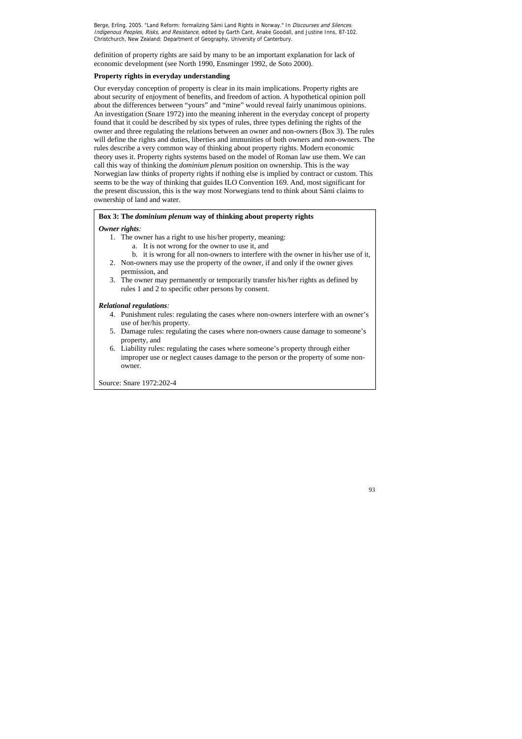definition of property rights are said by many to be an important explanation for lack of economic development (see North 1990, Ensminger 1992, de Soto 2000).

**Property rights in everyday understanding**

Our everyday conception of property is clear in its main implications. Property rights are about security of enjoyment of benefits, and freedom of action. A hypothetical opinion poll about the differences between "yours" and "mine" would reveal fairly unanimous opinions. An investigation (Snare 1972) into the meaning inherent in the everyday concept of property found that it could be described by six types of rules, three types defining the rights of the owner and three regulating the relations between an owner and non-owners (Box 3). The rules will define the rights and duties, liberties and immunities of both owners and non-owners. The rules describe a very common way of thinking about property rights. Modern economic theory uses it. Property rights systems based on the model of Roman law use them. We can call this way of thinking the *dominium plenum* position on ownership. This is the way Norwegian law thinks of property rights if nothing else is implied by contract or custom. This seems to be the way of thinking that guides ILO Convention 169. And, most significant for the present discussion, this is the way most Norwegians tend to think about Sámi claims to ownership of land and water.

**Box 3: The *dominium plenum* way of thinking about property rights**

***Owner rights:***

1. The owner has a right to use his/her property, meaning:
   a. It is not wrong for the owner to use it, and
   b. it is wrong for all non-owners to interfere with the owner in his/her use of it,
2. Non-owners may use the property of the owner, if and only if the owner gives permission, and
3. The owner may permanently or temporarily transfer his/her rights as defined by rules 1 and 2 to specific other persons by consent.

***Relational regulations:***

4. Punishment rules: regulating the cases where non-owners interfere with an owner's use of her/his property.
5. Damage rules: regulating the cases where non-owners cause damage to someone's property, and
6. Liability rules: regulating the cases where someone's property through either improper use or neglect causes damage to the person or the property of some non-owner.

Source: Snare 1972:202-4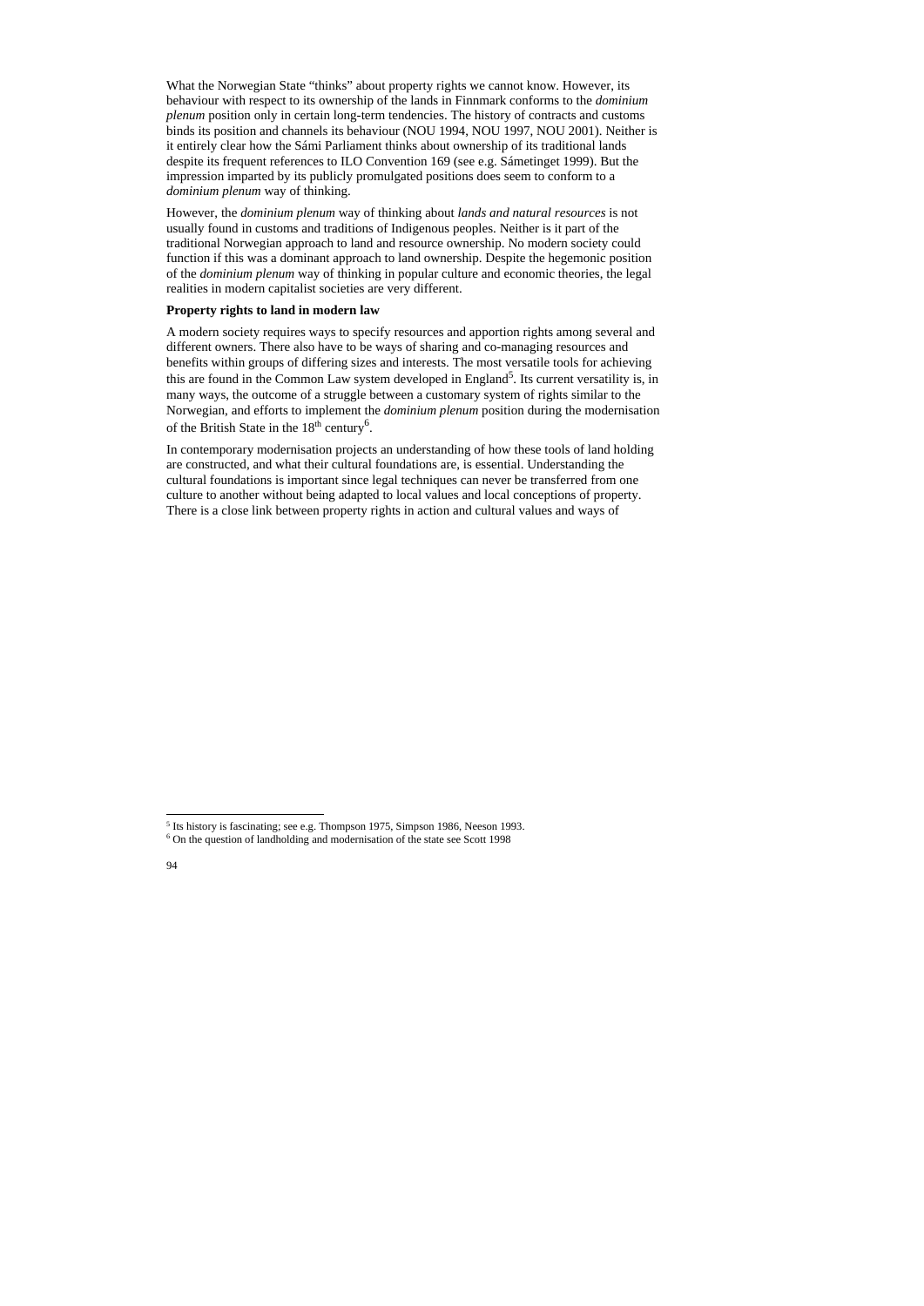What the Norwegian State "thinks" about property rights we cannot know. However, its behaviour with respect to its ownership of the lands in Finnmark conforms to the *dominium plenum* position only in certain long-term tendencies. The history of contracts and customs binds its position and channels its behaviour (NOU 1994, NOU 1997, NOU 2001). Neither is it entirely clear how the Sámi Parliament thinks about ownership of its traditional lands despite its frequent references to ILO Convention 169 (see e.g. Sámetinget 1999). But the impression imparted by its publicly promulgated positions does seem to conform to a *dominium plenum* way of thinking.

However, the *dominium plenum* way of thinking about *lands and natural resources* is not usually found in customs and traditions of Indigenous peoples. Neither is it part of the traditional Norwegian approach to land and resource ownership. No modern society could function if this was a dominant approach to land ownership. Despite the hegemonic position of the *dominium plenum* way of thinking in popular culture and economic theories, the legal realities in modern capitalist societies are very different.

**Property rights to land in modern law**

A modern society requires ways to specify resources and apportion rights among several and different owners. There also have to be ways of sharing and co-managing resources and benefits within groups of differing sizes and interests. The most versatile tools for achieving this are found in the Common Law system developed in England[5]. Its current versatility is, in many ways, the outcome of a struggle between a customary system of rights similar to the Norwegian, and efforts to implement the *dominium plenum* position during the modernisation of the British State in the 18th century[6].

In contemporary modernisation projects an understanding of how these tools of land holding are constructed, and what their cultural foundations are, is essential. Understanding the cultural foundations is important since legal techniques can never be transferred from one culture to another without being adapted to local values and local conceptions of property. There is a close link between property rights in action and cultural values and ways of

---

[5] Its history is fascinating; see e.g. Thompson 1975, Simpson 1986, Neeson 1993.

[6] On the question of landholding and modernisation of the state see Scott 1998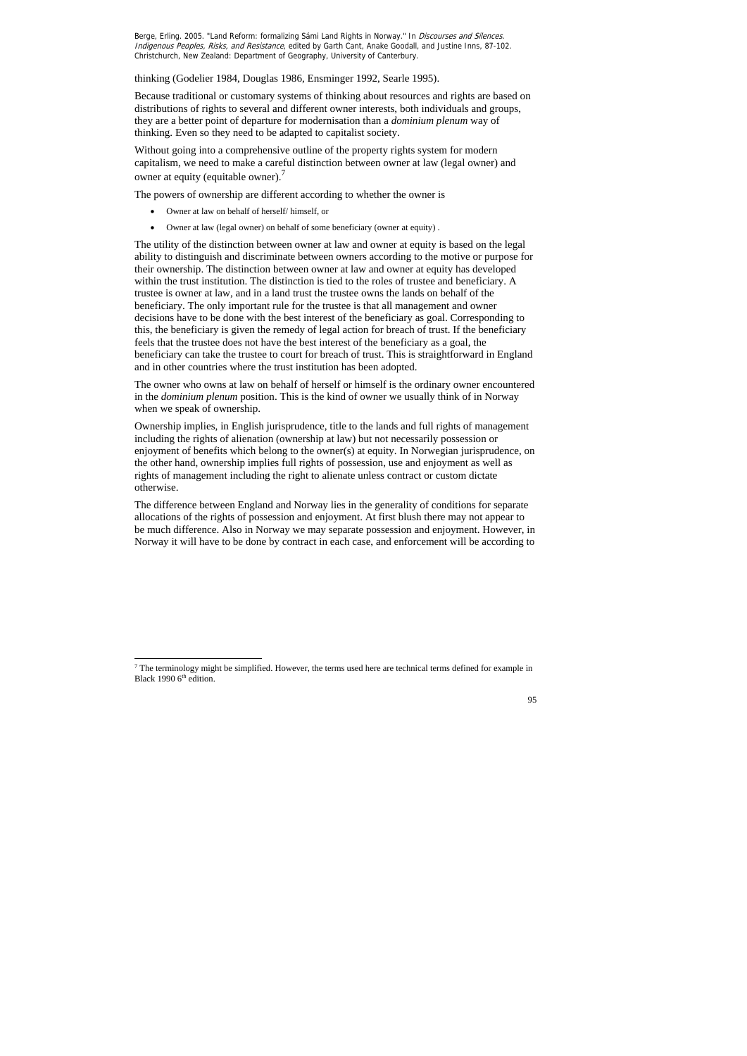thinking (Godelier 1984, Douglas 1986, Ensminger 1992, Searle 1995).

Because traditional or customary systems of thinking about resources and rights are based on distributions of rights to several and different owner interests, both individuals and groups, they are a better point of departure for modernisation than a *dominium plenum* way of thinking. Even so they need to be adapted to capitalist society.

Without going into a comprehensive outline of the property rights system for modern capitalism, we need to make a careful distinction between owner at law (legal owner) and owner at equity (equitable owner).[7]

The powers of ownership are different according to whether the owner is

- Owner at law on behalf of herself/ himself, or
- Owner at law (legal owner) on behalf of some beneficiary (owner at equity) .

The utility of the distinction between owner at law and owner at equity is based on the legal ability to distinguish and discriminate between owners according to the motive or purpose for their ownership. The distinction between owner at law and owner at equity has developed within the trust institution. The distinction is tied to the roles of trustee and beneficiary. A trustee is owner at law, and in a land trust the trustee owns the lands on behalf of the beneficiary. The only important rule for the trustee is that all management and owner decisions have to be done with the best interest of the beneficiary as goal. Corresponding to this, the beneficiary is given the remedy of legal action for breach of trust. If the beneficiary feels that the trustee does not have the best interest of the beneficiary as a goal, the beneficiary can take the trustee to court for breach of trust. This is straightforward in England and in other countries where the trust institution has been adopted.

The owner who owns at law on behalf of herself or himself is the ordinary owner encountered in the *dominium plenum* position. This is the kind of owner we usually think of in Norway when we speak of ownership.

Ownership implies, in English jurisprudence, title to the lands and full rights of management including the rights of alienation (ownership at law) but not necessarily possession or enjoyment of benefits which belong to the owner(s) at equity. In Norwegian jurisprudence, on the other hand, ownership implies full rights of possession, use and enjoyment as well as rights of management including the right to alienate unless contract or custom dictate otherwise.

The difference between England and Norway lies in the generality of conditions for separate allocations of the rights of possession and enjoyment. At first blush there may not appear to be much difference. Also in Norway we may separate possession and enjoyment. However, in Norway it will have to be done by contract in each case, and enforcement will be according to

[7] The terminology might be simplified. However, the terms used here are technical terms defined for example in Black 1990 6th edition.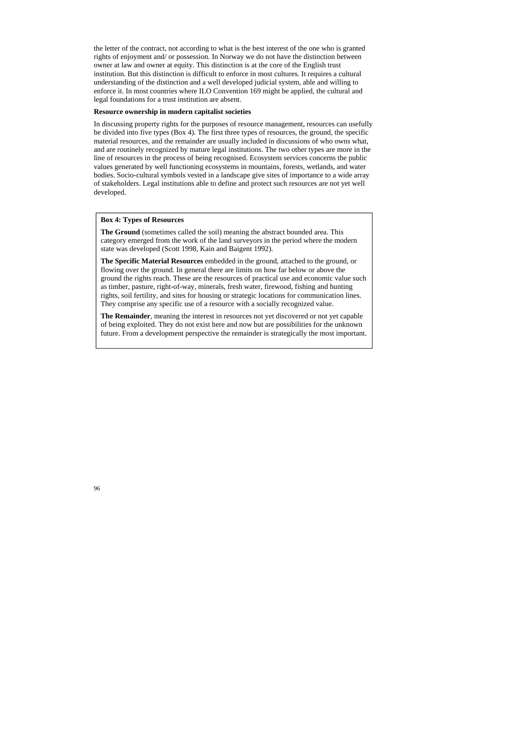the letter of the contract, not according to what is the best interest of the one who is granted rights of enjoyment and/ or possession. In Norway we do not have the distinction between owner at law and owner at equity. This distinction is at the core of the English trust institution. But this distinction is difficult to enforce in most cultures. It requires a cultural understanding of the distinction and a well developed judicial system, able and willing to enforce it. In most countries where ILO Convention 169 might be applied, the cultural and legal foundations for a trust institution are absent.

**Resource ownership in modern capitalist societies**

In discussing property rights for the purposes of resource management, resources can usefully be divided into five types (Box 4). The first three types of resources, the ground, the specific material resources, and the remainder are usually included in discussions of who owns what, and are routinely recognized by mature legal institutions. The two other types are more in the line of resources in the process of being recognised. Ecosystem services concerns the public values generated by well functioning ecosystems in mountains, forests, wetlands, and water bodies. Socio-cultural symbols vested in a landscape give sites of importance to a wide array of stakeholders. Legal institutions able to define and protect such resources are not yet well developed.

> **Box 4: Types of Resources**
>
> **The Ground** (sometimes called the soil) meaning the abstract bounded area. This category emerged from the work of the land surveyors in the period where the modern state was developed (Scott 1998, Kain and Baigent 1992).
>
> **The Specific Material Resources** embedded in the ground, attached to the ground, or flowing over the ground. In general there are limits on how far below or above the ground the rights reach. These are the resources of practical use and economic value such as timber, pasture, right-of-way, minerals, fresh water, firewood, fishing and hunting rights, soil fertility, and sites for housing or strategic locations for communication lines. They comprise any specific use of a resource with a socially recognized value.
>
> **The Remainder**, meaning the interest in resources not yet discovered or not yet capable of being exploited. They do not exist here and now but are possibilities for the unknown future. From a development perspective the remainder is strategically the most important.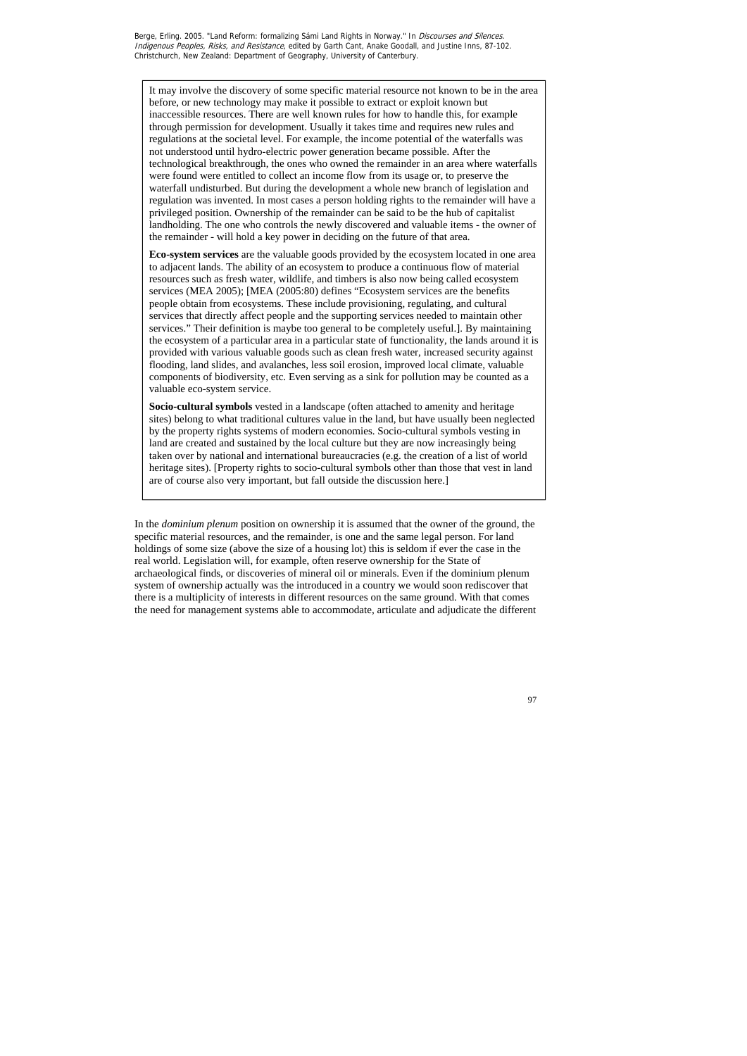It may involve the discovery of some specific material resource not known to be in the area before, or new technology may make it possible to extract or exploit known but inaccessible resources. There are well known rules for how to handle this, for example through permission for development. Usually it takes time and requires new rules and regulations at the societal level. For example, the income potential of the waterfalls was not understood until hydro-electric power generation became possible. After the technological breakthrough, the ones who owned the remainder in an area where waterfalls were found were entitled to collect an income flow from its usage or, to preserve the waterfall undisturbed. But during the development a whole new branch of legislation and regulation was invented. In most cases a person holding rights to the remainder will have a privileged position. Ownership of the remainder can be said to be the hub of capitalist landholding. The one who controls the newly discovered and valuable items - the owner of the remainder - will hold a key power in deciding on the future of that area.

**Eco-system services** are the valuable goods provided by the ecosystem located in one area to adjacent lands. The ability of an ecosystem to produce a continuous flow of material resources such as fresh water, wildlife, and timbers is also now being called ecosystem services (MEA 2005); [MEA (2005:80) defines "Ecosystem services are the benefits people obtain from ecosystems. These include provisioning, regulating, and cultural services that directly affect people and the supporting services needed to maintain other services." Their definition is maybe too general to be completely useful.]. By maintaining the ecosystem of a particular area in a particular state of functionality, the lands around it is provided with various valuable goods such as clean fresh water, increased security against flooding, land slides, and avalanches, less soil erosion, improved local climate, valuable components of biodiversity, etc. Even serving as a sink for pollution may be counted as a valuable eco-system service.

**Socio-cultural symbols** vested in a landscape (often attached to amenity and heritage sites) belong to what traditional cultures value in the land, but have usually been neglected by the property rights systems of modern economies. Socio-cultural symbols vesting in land are created and sustained by the local culture but they are now increasingly being taken over by national and international bureaucracies (e.g. the creation of a list of world heritage sites). [Property rights to socio-cultural symbols other than those that vest in land are of course also very important, but fall outside the discussion here.]

In the *dominium plenum* position on ownership it is assumed that the owner of the ground, the specific material resources, and the remainder, is one and the same legal person. For land holdings of some size (above the size of a housing lot) this is seldom if ever the case in the real world. Legislation will, for example, often reserve ownership for the State of archaeological finds, or discoveries of mineral oil or minerals. Even if the dominium plenum system of ownership actually was the introduced in a country we would soon rediscover that there is a multiplicity of interests in different resources on the same ground. With that comes the need for management systems able to accommodate, articulate and adjudicate the different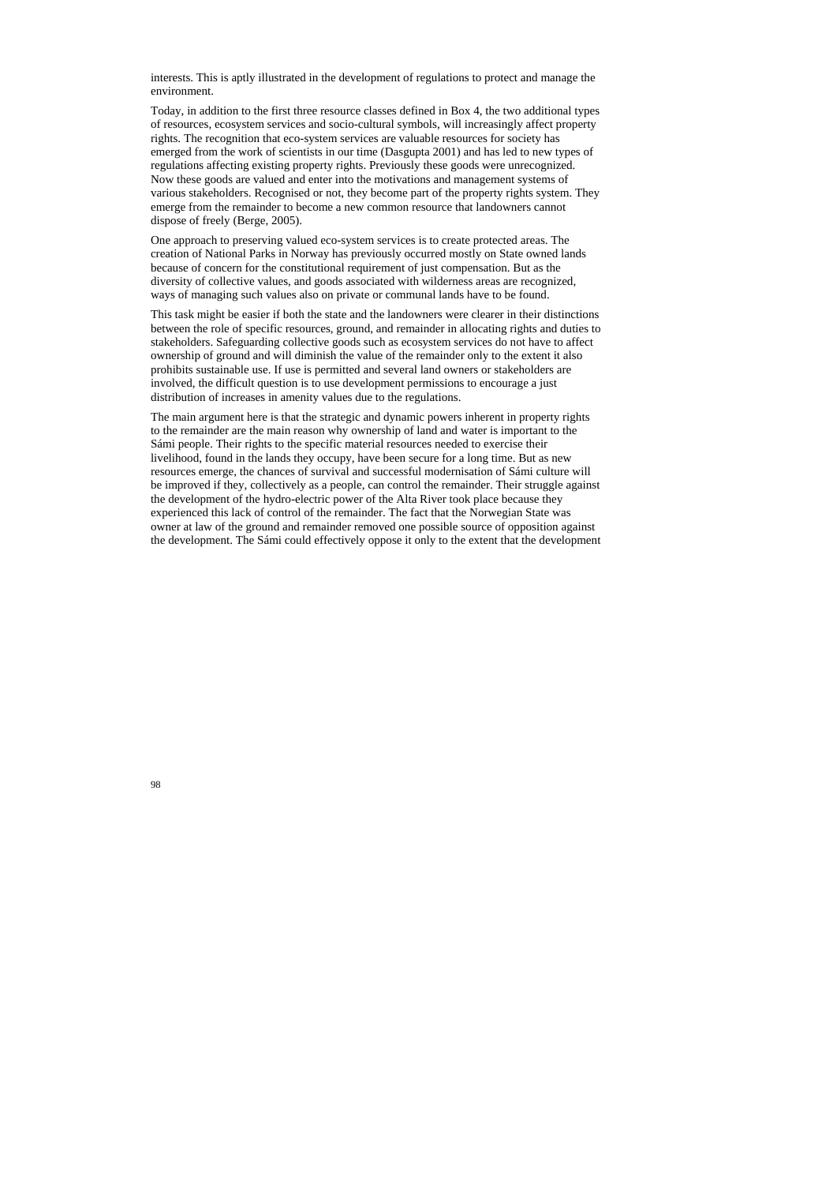interests. This is aptly illustrated in the development of regulations to protect and manage the environment.

Today, in addition to the first three resource classes defined in Box 4, the two additional types of resources, ecosystem services and socio-cultural symbols, will increasingly affect property rights. The recognition that eco-system services are valuable resources for society has emerged from the work of scientists in our time (Dasgupta 2001) and has led to new types of regulations affecting existing property rights. Previously these goods were unrecognized. Now these goods are valued and enter into the motivations and management systems of various stakeholders. Recognised or not, they become part of the property rights system. They emerge from the remainder to become a new common resource that landowners cannot dispose of freely (Berge, 2005).

One approach to preserving valued eco-system services is to create protected areas. The creation of National Parks in Norway has previously occurred mostly on State owned lands because of concern for the constitutional requirement of just compensation. But as the diversity of collective values, and goods associated with wilderness areas are recognized, ways of managing such values also on private or communal lands have to be found.

This task might be easier if both the state and the landowners were clearer in their distinctions between the role of specific resources, ground, and remainder in allocating rights and duties to stakeholders. Safeguarding collective goods such as ecosystem services do not have to affect ownership of ground and will diminish the value of the remainder only to the extent it also prohibits sustainable use. If use is permitted and several land owners or stakeholders are involved, the difficult question is to use development permissions to encourage a just distribution of increases in amenity values due to the regulations.

The main argument here is that the strategic and dynamic powers inherent in property rights to the remainder are the main reason why ownership of land and water is important to the Sámi people. Their rights to the specific material resources needed to exercise their livelihood, found in the lands they occupy, have been secure for a long time. But as new resources emerge, the chances of survival and successful modernisation of Sámi culture will be improved if they, collectively as a people, can control the remainder. Their struggle against the development of the hydro-electric power of the Alta River took place because they experienced this lack of control of the remainder. The fact that the Norwegian State was owner at law of the ground and remainder removed one possible source of opposition against the development. The Sámi could effectively oppose it only to the extent that the development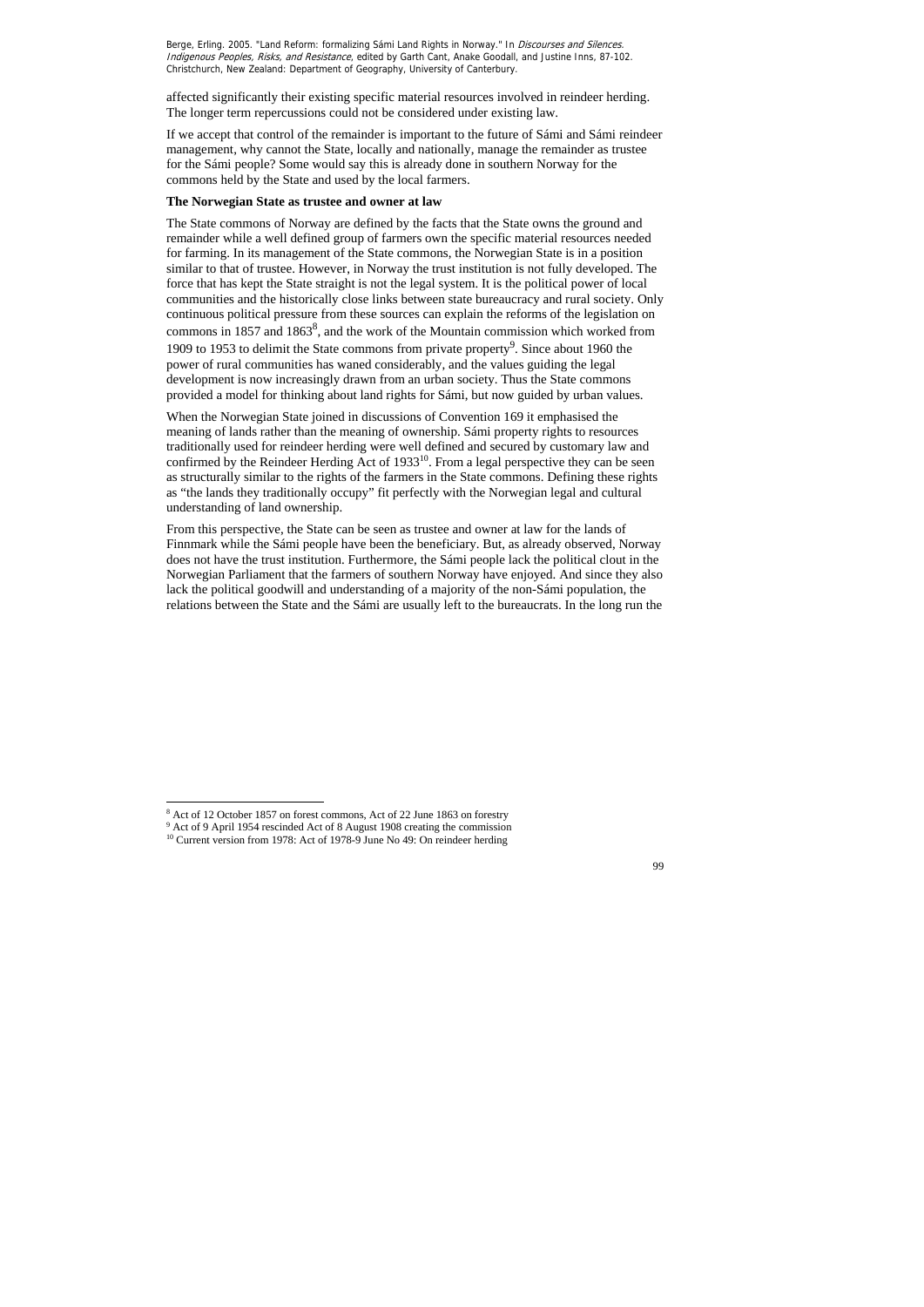affected significantly their existing specific material resources involved in reindeer herding. The longer term repercussions could not be considered under existing law.

If we accept that control of the remainder is important to the future of Sámi and Sámi reindeer management, why cannot the State, locally and nationally, manage the remainder as trustee for the Sámi people? Some would say this is already done in southern Norway for the commons held by the State and used by the local farmers.

**The Norwegian State as trustee and owner at law**

The State commons of Norway are defined by the facts that the State owns the ground and remainder while a well defined group of farmers own the specific material resources needed for farming. In its management of the State commons, the Norwegian State is in a position similar to that of trustee. However, in Norway the trust institution is not fully developed. The force that has kept the State straight is not the legal system. It is the political power of local communities and the historically close links between state bureaucracy and rural society. Only continuous political pressure from these sources can explain the reforms of the legislation on commons in 1857 and 1863[8], and the work of the Mountain commission which worked from 1909 to 1953 to delimit the State commons from private property[9]. Since about 1960 the power of rural communities has waned considerably, and the values guiding the legal development is now increasingly drawn from an urban society. Thus the State commons provided a model for thinking about land rights for Sámi, but now guided by urban values.

When the Norwegian State joined in discussions of Convention 169 it emphasised the meaning of lands rather than the meaning of ownership. Sámi property rights to resources traditionally used for reindeer herding were well defined and secured by customary law and confirmed by the Reindeer Herding Act of 1933[10]. From a legal perspective they can be seen as structurally similar to the rights of the farmers in the State commons. Defining these rights as "the lands they traditionally occupy" fit perfectly with the Norwegian legal and cultural understanding of land ownership.

From this perspective, the State can be seen as trustee and owner at law for the lands of Finnmark while the Sámi people have been the beneficiary. But, as already observed, Norway does not have the trust institution. Furthermore, the Sámi people lack the political clout in the Norwegian Parliament that the farmers of southern Norway have enjoyed. And since they also lack the political goodwill and understanding of a majority of the non-Sámi population, the relations between the State and the Sámi are usually left to the bureaucrats. In the long run the

---

[8] Act of 12 October 1857 on forest commons, Act of 22 June 1863 on forestry

[9] Act of 9 April 1954 rescinded Act of 8 August 1908 creating the commission

[10] Current version from 1978: Act of 1978-9 June No 49: On reindeer herding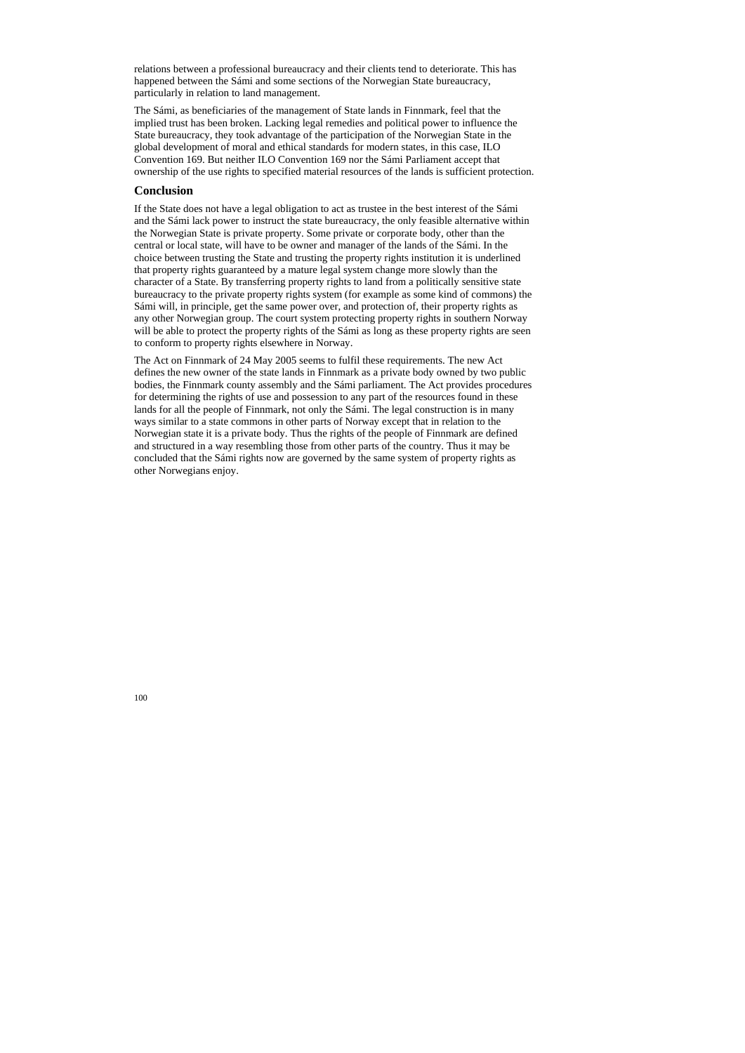relations between a professional bureaucracy and their clients tend to deteriorate. This has happened between the Sámi and some sections of the Norwegian State bureaucracy, particularly in relation to land management.

The Sámi, as beneficiaries of the management of State lands in Finnmark, feel that the implied trust has been broken. Lacking legal remedies and political power to influence the State bureaucracy, they took advantage of the participation of the Norwegian State in the global development of moral and ethical standards for modern states, in this case, ILO Convention 169. But neither ILO Convention 169 nor the Sámi Parliament accept that ownership of the use rights to specified material resources of the lands is sufficient protection.

### Conclusion

If the State does not have a legal obligation to act as trustee in the best interest of the Sámi and the Sámi lack power to instruct the state bureaucracy, the only feasible alternative within the Norwegian State is private property. Some private or corporate body, other than the central or local state, will have to be owner and manager of the lands of the Sámi. In the choice between trusting the State and trusting the property rights institution it is underlined that property rights guaranteed by a mature legal system change more slowly than the character of a State. By transferring property rights to land from a politically sensitive state bureaucracy to the private property rights system (for example as some kind of commons) the Sámi will, in principle, get the same power over, and protection of, their property rights as any other Norwegian group. The court system protecting property rights in southern Norway will be able to protect the property rights of the Sámi as long as these property rights are seen to conform to property rights elsewhere in Norway.

The Act on Finnmark of 24 May 2005 seems to fulfil these requirements. The new Act defines the new owner of the state lands in Finnmark as a private body owned by two public bodies, the Finnmark county assembly and the Sámi parliament. The Act provides procedures for determining the rights of use and possession to any part of the resources found in these lands for all the people of Finnmark, not only the Sámi. The legal construction is in many ways similar to a state commons in other parts of Norway except that in relation to the Norwegian state it is a private body. Thus the rights of the people of Finnmark are defined and structured in a way resembling those from other parts of the country. Thus it may be concluded that the Sámi rights now are governed by the same system of property rights as other Norwegians enjoy.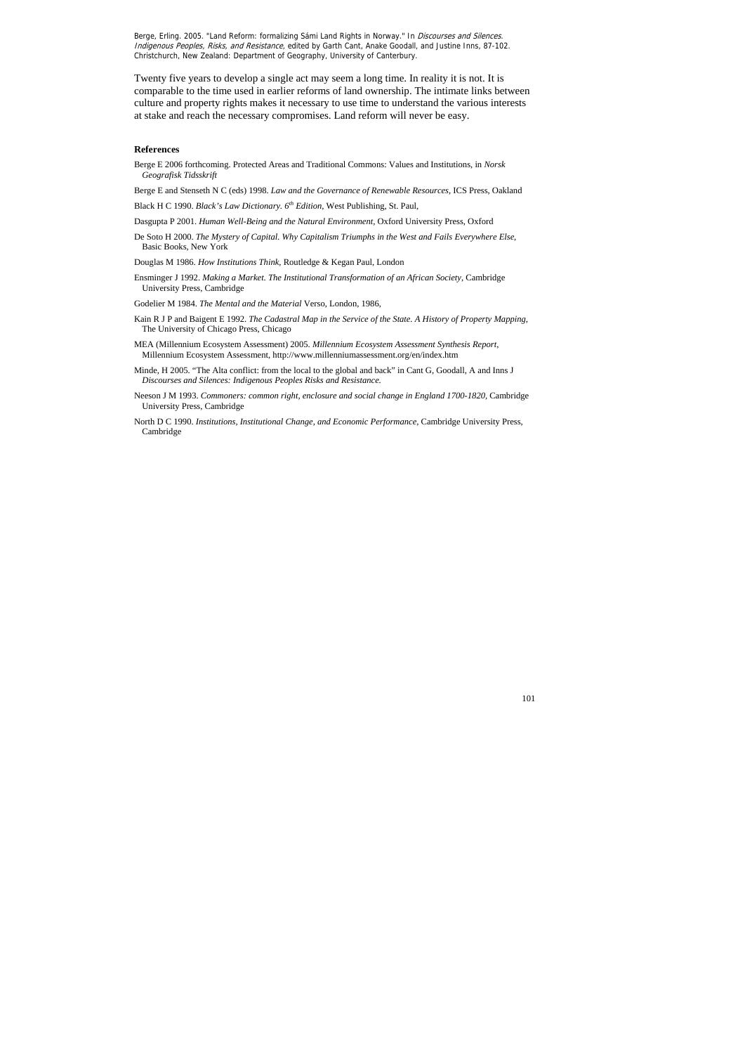Twenty five years to develop a single act may seem a long time. In reality it is not. It is comparable to the time used in earlier reforms of land ownership. The intimate links between culture and property rights makes it necessary to use time to understand the various interests at stake and reach the necessary compromises. Land reform will never be easy.

**References**

Berge E 2006 forthcoming. Protected Areas and Traditional Commons: Values and Institutions, in *Norsk Geografisk Tidsskrift*

Berge E and Stenseth N C (eds) 1998. *Law and the Governance of Renewable Resources*, ICS Press, Oakland

Black H C 1990. *Black's Law Dictionary. 6th Edition*, West Publishing, St. Paul,

Dasgupta P 2001. *Human Well-Being and the Natural Environment*, Oxford University Press, Oxford

De Soto H 2000. *The Mystery of Capital. Why Capitalism Triumphs in the West and Fails Everywhere Else*, Basic Books, New York

Douglas M 1986. *How Institutions Think*, Routledge & Kegan Paul, London

Ensminger J 1992. *Making a Market. The Institutional Transformation of an African Society*, Cambridge University Press, Cambridge

Godelier M 1984. *The Mental and the Material* Verso, London, 1986,

Kain R J P and Baigent E 1992. *The Cadastral Map in the Service of the State. A History of Property Mapping*, The University of Chicago Press, Chicago

MEA (Millennium Ecosystem Assessment) 2005. *Millennium Ecosystem Assessment Synthesis Report*, Millennium Ecosystem Assessment, http://www.millenniumassessment.org/en/index.htm

Minde, H 2005. "The Alta conflict: from the local to the global and back" in Cant G, Goodall, A and Inns J *Discourses and Silences: Indigenous Peoples Risks and Resistance.*

Neeson J M 1993. *Commoners: common right, enclosure and social change in England 1700-1820*, Cambridge University Press, Cambridge

North D C 1990. *Institutions, Institutional Change, and Economic Performance*, Cambridge University Press, Cambridge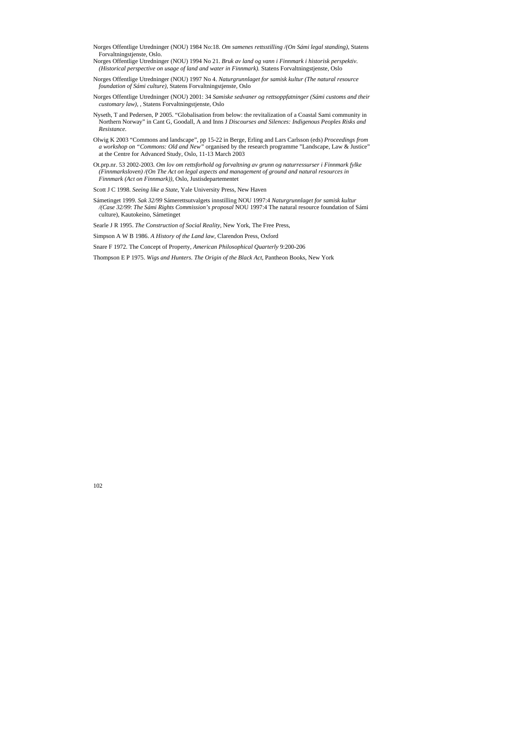Norges Offentlige Utredninger (NOU) 1984 No:18. *Om samenes rettsstilling /(On Sámi legal standing)*, Statens Forvaltningstjenste, Oslo.

Norges Offentlige Utredninger (NOU) 1994 No 21. *Bruk av land og vann i Finnmark i historisk perspektiv. (Historical perspective on usage of land and water in Finnmark).* Statens Forvaltningstjenste, Oslo

Norges Offentlige Utredninger (NOU) 1997 No 4. *Naturgrunnlaget for samisk kultur (The natural resource foundation of Sámi culture)*, Statens Forvaltningstjenste, Oslo

Norges Offentlige Utredninger (NOU) 2001: 34 *Samiske sedvaner og rettsoppfatninger (Sámi customs and their customary law)*, , Statens Forvaltningstjenste, Oslo

Nyseth, T and Pedersen, P 2005. "Globalisation from below: the revitalization of a Coastal Sami community in Northern Norway" in Cant G, Goodall, A and Inns J *Discourses and Silences: Indigenous Peoples Risks and Resistance.*

Olwig K 2003 "Commons and landscape", pp 15-22 in Berge, Erling and Lars Carlsson (eds) *Proceedings from a workshop on "Commons: Old and New"* organised by the research programme "Landscape, Law & Justice" at the Centre for Advanced Study, Oslo, 11-13 March 2003

Ot.prp.nr. 53 2002-2003. *Om lov om rettsforhold og forvaltning av grunn og naturressurser i Finnmark fylke (Finnmarksloven) /(On The Act on legal aspects and management of ground and natural resources in Finnmark (Act on Finnmark))*, Oslo, Justisdepartementet

Scott J C 1998. *Seeing like a State*, Yale University Press, New Haven

Sámetinget 1999. *Sak 32/99* Sámerettsutvalgets innstilling NOU 1997:4 *Naturgrunnlaget for samisk kultur /(Case 32/99: The Sámi Rights Commission's proposal* NOU 1997:4 The natural resource foundation of Sámi culture), Kautokeino, Sámetinget

Searle J R 1995. *The Construction of Social Reality*, New York, The Free Press,

Simpson A W B 1986. *A History of the Land law*, Clarendon Press, Oxford

Snare F 1972. The Concept of Property, *American Philosophical Quarterly* 9:200-206

Thompson E P 1975. *Wigs and Hunters. The Origin of the Black Act*, Pantheon Books, New York